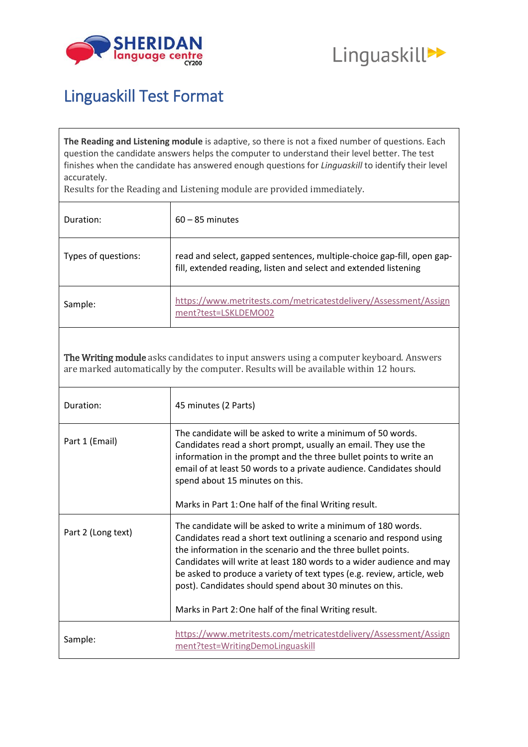# Linguaskill Test Format

**The Reading and Listening module** is adaptive, so there is not a fixed number of questions. Each question the candidate answers helps the computer to understand their level better. The test finishes when the candidate has answered enough questions for *Linguaskill* to identify their level accurately.
Results for the Reading and Listening module are provided immediately.

| | |
|---|---|
| Duration: | 60 – 85 minutes |
| Types of questions: | read and select, gapped sentences, multiple-choice gap-fill, open gap-fill, extended reading, listen and select and extended listening |
| Sample: | https://www.metritests.com/metricatestdelivery/Assessment/Assignment?test=LSKLDEMO02 |

**The Writing module** asks candidates to input answers using a computer keyboard. Answers are marked automatically by the computer. Results will be available within 12 hours.

| | |
|---|---|
| Duration: | 45 minutes (2 Parts) |
| Part 1 (Email) | The candidate will be asked to write a minimum of 50 words. Candidates read a short prompt, usually an email. They use the information in the prompt and the three bullet points to write an email of at least 50 words to a private audience. Candidates should spend about 15 minutes on this.<br><br>Marks in Part 1: One half of the final Writing result. |
| Part 2 (Long text) | The candidate will be asked to write a minimum of 180 words. Candidates read a short text outlining a scenario and respond using the information in the scenario and the three bullet points. Candidates will write at least 180 words to a wider audience and may be asked to produce a variety of text types (e.g. review, article, web post). Candidates should spend about 30 minutes on this.<br><br>Marks in Part 2: One half of the final Writing result. |
| Sample: | https://www.metritests.com/metricatestdelivery/Assessment/Assignment?test=WritingDemoLinguaskill |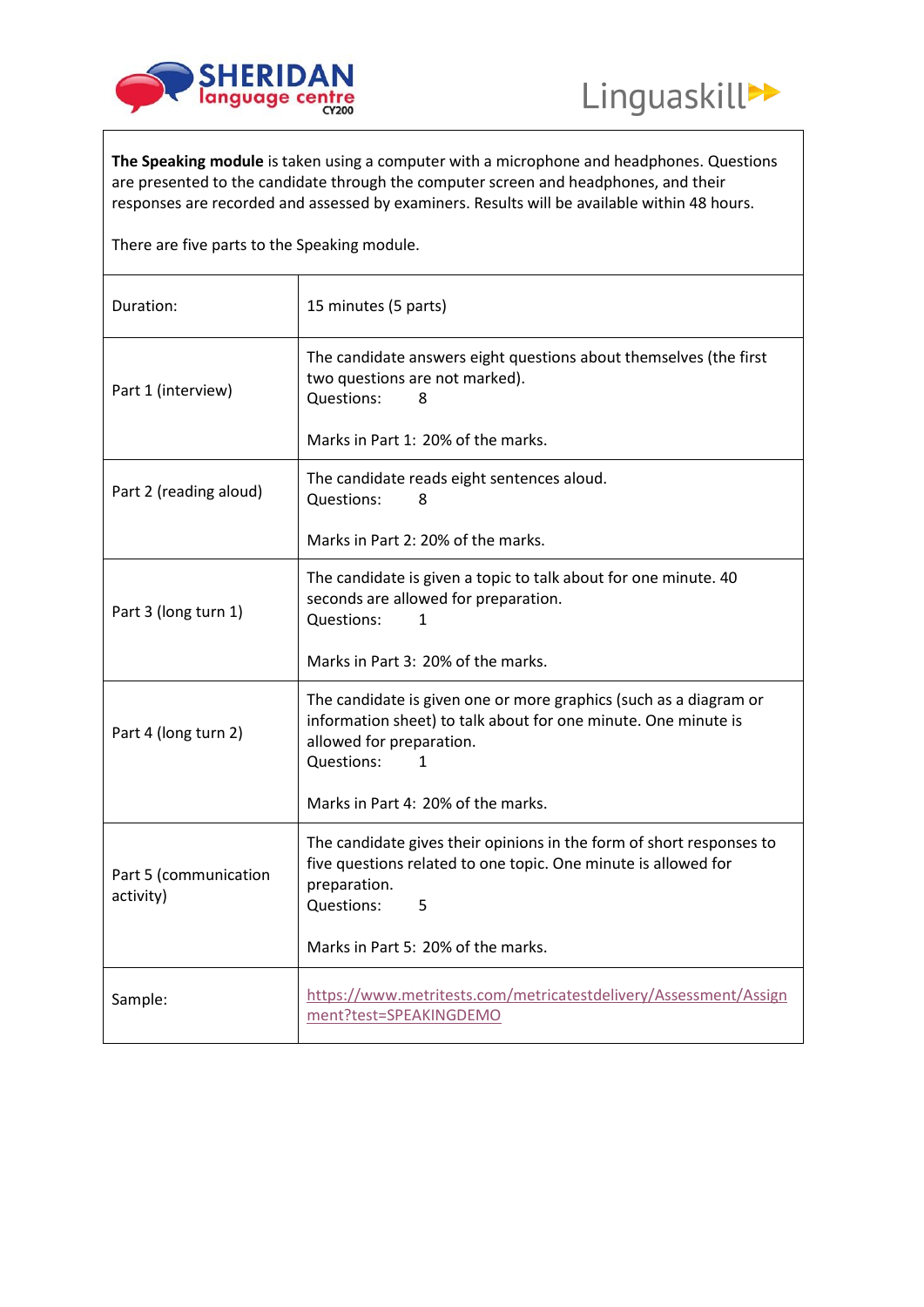**The Speaking module** is taken using a computer with a microphone and headphones. Questions are presented to the candidate through the computer screen and headphones, and their responses are recorded and assessed by examiners. Results will be available within 48 hours.

There are five parts to the Speaking module.

| | |
|---|---|
| Duration: | 15 minutes (5 parts) |
| Part 1 (interview) | The candidate answers eight questions about themselves (the first two questions are not marked).<br>Questions: 8<br><br>Marks in Part 1: 20% of the marks. |
| Part 2 (reading aloud) | The candidate reads eight sentences aloud.<br>Questions: 8<br><br>Marks in Part 2: 20% of the marks. |
| Part 3 (long turn 1) | The candidate is given a topic to talk about for one minute. 40 seconds are allowed for preparation.<br>Questions: 1<br><br>Marks in Part 3: 20% of the marks. |
| Part 4 (long turn 2) | The candidate is given one or more graphics (such as a diagram or information sheet) to talk about for one minute. One minute is allowed for preparation.<br>Questions: 1<br><br>Marks in Part 4: 20% of the marks. |
| Part 5 (communication activity) | The candidate gives their opinions in the form of short responses to five questions related to one topic. One minute is allowed for preparation.<br>Questions: 5<br><br>Marks in Part 5: 20% of the marks. |
| Sample: | https://www.metritests.com/metricatestdelivery/Assessment/Assignment?test=SPEAKINGDEMO |